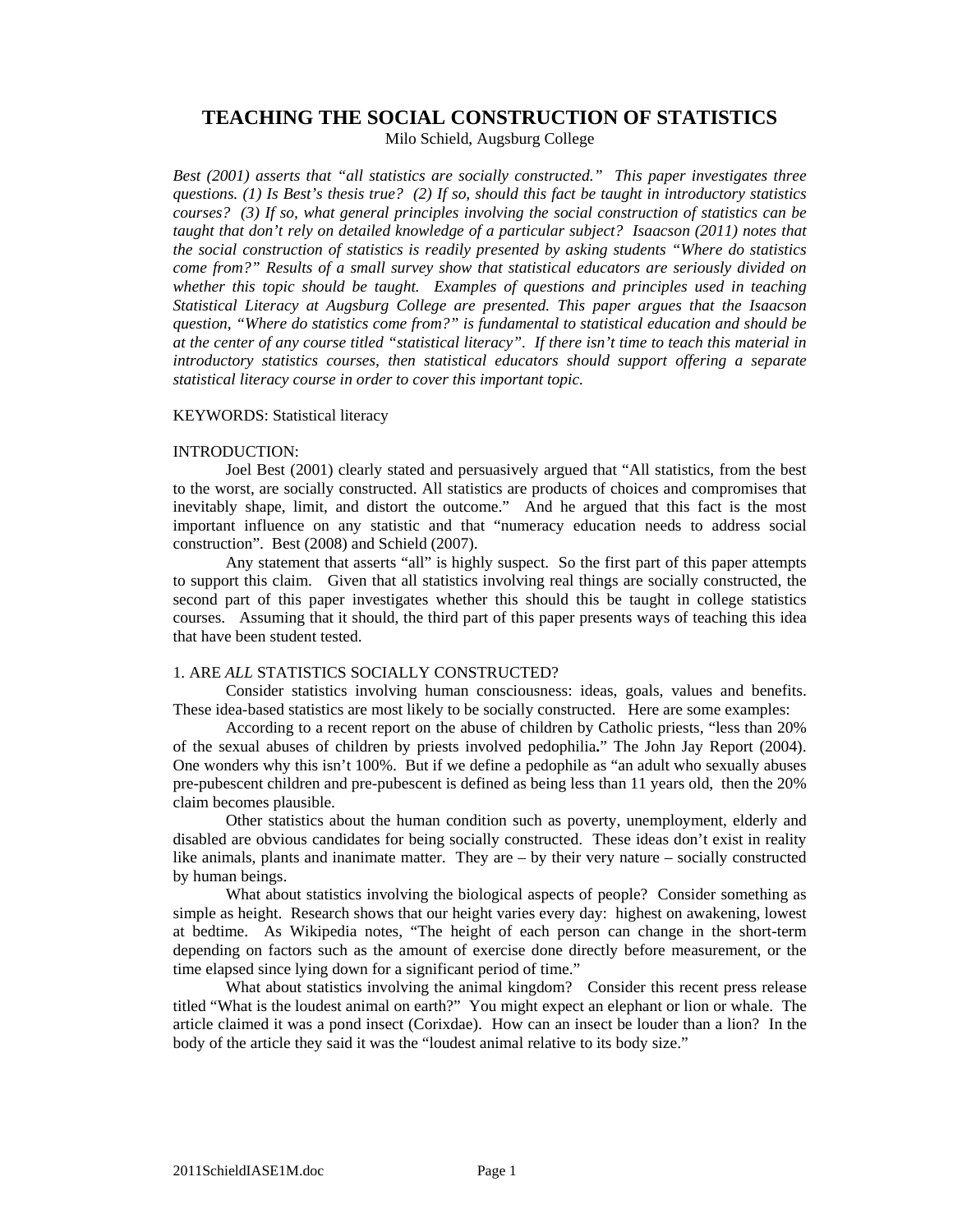# TEACHING THE SOCIAL CONSTRUCTION OF STATISTICS

Milo Schield, Augsburg College

*Best (2001) asserts that "all statistics are socially constructed." This paper investigates three questions. (1) Is Best's thesis true? (2) If so, should this fact be taught in introductory statistics courses? (3) If so, what general principles involving the social construction of statistics can be taught that don't rely on detailed knowledge of a particular subject? Isaacson (2011) notes that the social construction of statistics is readily presented by asking students "Where do statistics come from?" Results of a small survey show that statistical educators are seriously divided on whether this topic should be taught. Examples of questions and principles used in teaching Statistical Literacy at Augsburg College are presented. This paper argues that the Isaacson question, "Where do statistics come from?" is fundamental to statistical education and should be at the center of any course titled "statistical literacy". If there isn't time to teach this material in introductory statistics courses, then statistical educators should support offering a separate statistical literacy course in order to cover this important topic.*

KEYWORDS: Statistical literacy

## INTRODUCTION:

Joel Best (2001) clearly stated and persuasively argued that "All statistics, from the best to the worst, are socially constructed. All statistics are products of choices and compromises that inevitably shape, limit, and distort the outcome." And he argued that this fact is the most important influence on any statistic and that "numeracy education needs to address social construction". Best (2008) and Schield (2007).

Any statement that asserts "all" is highly suspect. So the first part of this paper attempts to support this claim. Given that all statistics involving real things are socially constructed, the second part of this paper investigates whether this should this be taught in college statistics courses. Assuming that it should, the third part of this paper presents ways of teaching this idea that have been student tested.

## 1. ARE *ALL* STATISTICS SOCIALLY CONSTRUCTED?

Consider statistics involving human consciousness: ideas, goals, values and benefits. These idea-based statistics are most likely to be socially constructed. Here are some examples:

According to a recent report on the abuse of children by Catholic priests, "less than 20% of the sexual abuses of children by priests involved pedophilia**.**" The John Jay Report (2004). One wonders why this isn't 100%. But if we define a pedophile as "an adult who sexually abuses pre-pubescent children and pre-pubescent is defined as being less than 11 years old, then the 20% claim becomes plausible.

Other statistics about the human condition such as poverty, unemployment, elderly and disabled are obvious candidates for being socially constructed. These ideas don't exist in reality like animals, plants and inanimate matter. They are – by their very nature – socially constructed by human beings.

What about statistics involving the biological aspects of people? Consider something as simple as height. Research shows that our height varies every day: highest on awakening, lowest at bedtime. As Wikipedia notes, "The height of each person can change in the short-term depending on factors such as the amount of exercise done directly before measurement, or the time elapsed since lying down for a significant period of time."

What about statistics involving the animal kingdom? Consider this recent press release titled "What is the loudest animal on earth?" You might expect an elephant or lion or whale. The article claimed it was a pond insect (Corixdae). How can an insect be louder than a lion? In the body of the article they said it was the "loudest animal relative to its body size."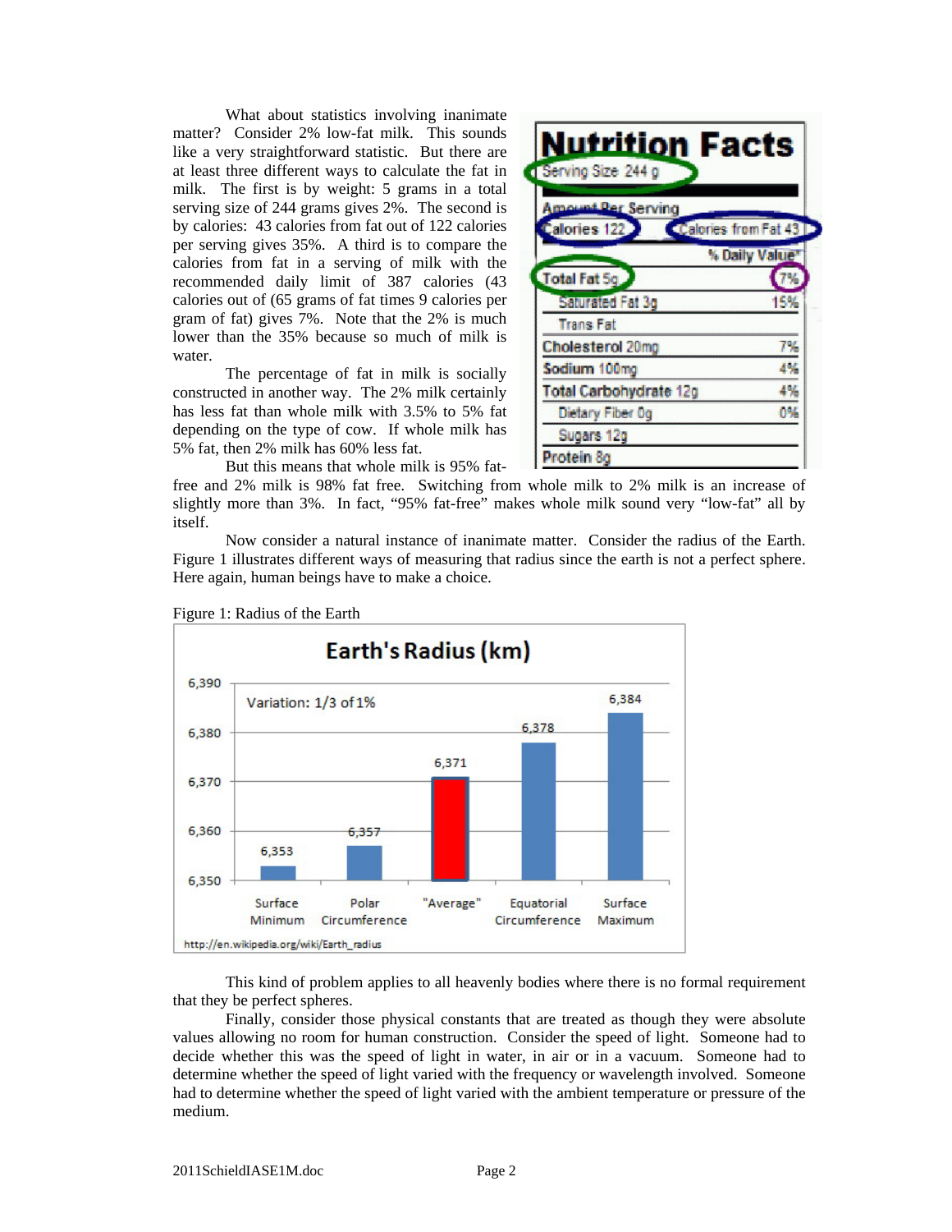What about statistics involving inanimate matter? Consider 2% low-fat milk. This sounds like a very straightforward statistic. But there are at least three different ways to calculate the fat in milk. The first is by weight: 5 grams in a total serving size of 244 grams gives 2%. The second is by calories: 43 calories from fat out of 122 calories per serving gives 35%. A third is to compare the calories from fat in a serving of milk with the recommended daily limit of 387 calories (43 calories out of (65 grams of fat times 9 calories per gram of fat) gives 7%. Note that the 2% is much lower than the 35% because so much of milk is water.

| Nutrition Facts | |
|---|---|
| Serving Size 244 g | |
| Amount Per Serving | |
| Calories 122 | Calories from Fat 43 |
| | % Daily Value* |
| Total Fat 5g | 7% |
| Saturated Fat 3g | 15% |
| Trans Fat | |
| Cholesterol 20mg | 7% |
| Sodium 100mg | 4% |
| Total Carbohydrate 12g | 4% |
| Dietary Fiber 0g | 0% |
| Sugars 12g | |
| Protein 8g | |

The percentage of fat in milk is socially constructed in another way. The 2% milk certainly has less fat than whole milk with 3.5% to 5% fat depending on the type of cow. If whole milk has 5% fat, then 2% milk has 60% less fat.

But this means that whole milk is 95% fat-free and 2% milk is 98% fat free. Switching from whole milk to 2% milk is an increase of slightly more than 3%. In fact, "95% fat-free" makes whole milk sound very "low-fat" all by itself.

Now consider a natural instance of inanimate matter. Consider the radius of the Earth. Figure 1 illustrates different ways of measuring that radius since the earth is not a perfect sphere. Here again, human beings have to make a choice.

Figure 1: Radius of the Earth

**Earth's Radius (km)**

Variation: 1/3 of 1%

| Measure | Radius (km) |
|---|---|
| Surface Minimum | 6,353 |
| Polar Circumference | 6,357 |
| "Average" | 6,371 |
| Equatorial Circumference | 6,378 |
| Surface Maximum | 6,384 |

http://en.wikipedia.org/wiki/Earth_radius

This kind of problem applies to all heavenly bodies where there is no formal requirement that they be perfect spheres.

Finally, consider those physical constants that are treated as though they were absolute values allowing no room for human construction. Consider the speed of light. Someone had to decide whether this was the speed of light in water, in air or in a vacuum. Someone had to determine whether the speed of light varied with the frequency or wavelength involved. Someone had to determine whether the speed of light varied with the ambient temperature or pressure of the medium.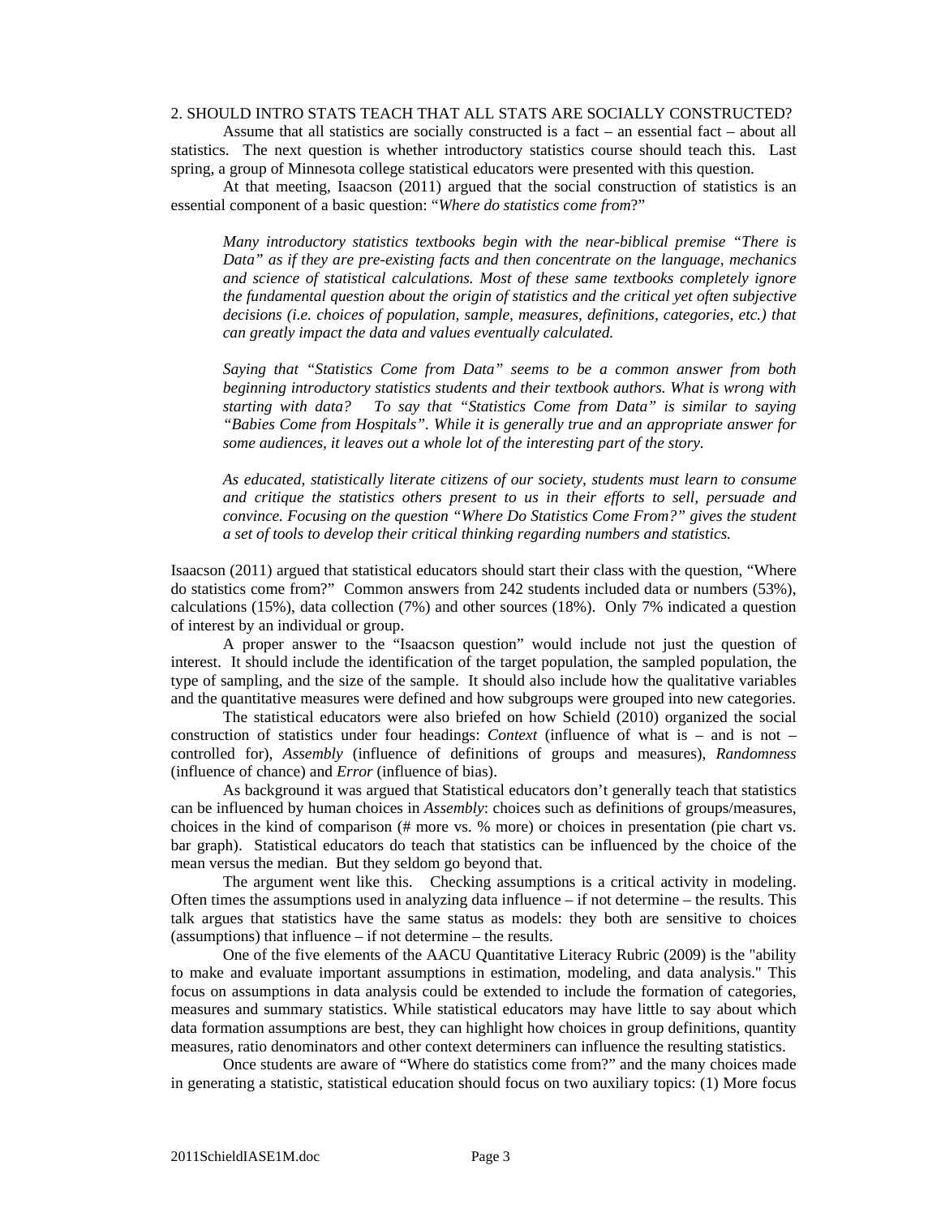## 2. SHOULD INTRO STATS TEACH THAT ALL STATS ARE SOCIALLY CONSTRUCTED?

Assume that all statistics are socially constructed is a fact – an essential fact – about all statistics. The next question is whether introductory statistics course should teach this. Last spring, a group of Minnesota college statistical educators were presented with this question.

At that meeting, Isaacson (2011) argued that the social construction of statistics is an essential component of a basic question: "*Where do statistics come from*?"

> *Many introductory statistics textbooks begin with the near-biblical premise "There is Data" as if they are pre-existing facts and then concentrate on the language, mechanics and science of statistical calculations. Most of these same textbooks completely ignore the fundamental question about the origin of statistics and the critical yet often subjective decisions (i.e. choices of population, sample, measures, definitions, categories, etc.) that can greatly impact the data and values eventually calculated.*
>
> *Saying that "Statistics Come from Data" seems to be a common answer from both beginning introductory statistics students and their textbook authors. What is wrong with starting with data? To say that "Statistics Come from Data" is similar to saying "Babies Come from Hospitals". While it is generally true and an appropriate answer for some audiences, it leaves out a whole lot of the interesting part of the story.*
>
> *As educated, statistically literate citizens of our society, students must learn to consume and critique the statistics others present to us in their efforts to sell, persuade and convince. Focusing on the question "Where Do Statistics Come From?" gives the student a set of tools to develop their critical thinking regarding numbers and statistics.*

Isaacson (2011) argued that statistical educators should start their class with the question, "Where do statistics come from?" Common answers from 242 students included data or numbers (53%), calculations (15%), data collection (7%) and other sources (18%). Only 7% indicated a question of interest by an individual or group.

A proper answer to the "Isaacson question" would include not just the question of interest. It should include the identification of the target population, the sampled population, the type of sampling, and the size of the sample. It should also include how the qualitative variables and the quantitative measures were defined and how subgroups were grouped into new categories.

The statistical educators were also briefed on how Schield (2010) organized the social construction of statistics under four headings: *Context* (influence of what is – and is not – controlled for), *Assembly* (influence of definitions of groups and measures), *Randomness* (influence of chance) and *Error* (influence of bias).

As background it was argued that Statistical educators don't generally teach that statistics can be influenced by human choices in *Assembly*: choices such as definitions of groups/measures, choices in the kind of comparison (# more vs. % more) or choices in presentation (pie chart vs. bar graph). Statistical educators do teach that statistics can be influenced by the choice of the mean versus the median. But they seldom go beyond that.

The argument went like this. Checking assumptions is a critical activity in modeling. Often times the assumptions used in analyzing data influence – if not determine – the results. This talk argues that statistics have the same status as models: they both are sensitive to choices (assumptions) that influence – if not determine – the results.

One of the five elements of the AACU Quantitative Literacy Rubric (2009) is the "ability to make and evaluate important assumptions in estimation, modeling, and data analysis." This focus on assumptions in data analysis could be extended to include the formation of categories, measures and summary statistics. While statistical educators may have little to say about which data formation assumptions are best, they can highlight how choices in group definitions, quantity measures, ratio denominators and other context determiners can influence the resulting statistics.

Once students are aware of "Where do statistics come from?" and the many choices made in generating a statistic, statistical education should focus on two auxiliary topics: (1) More focus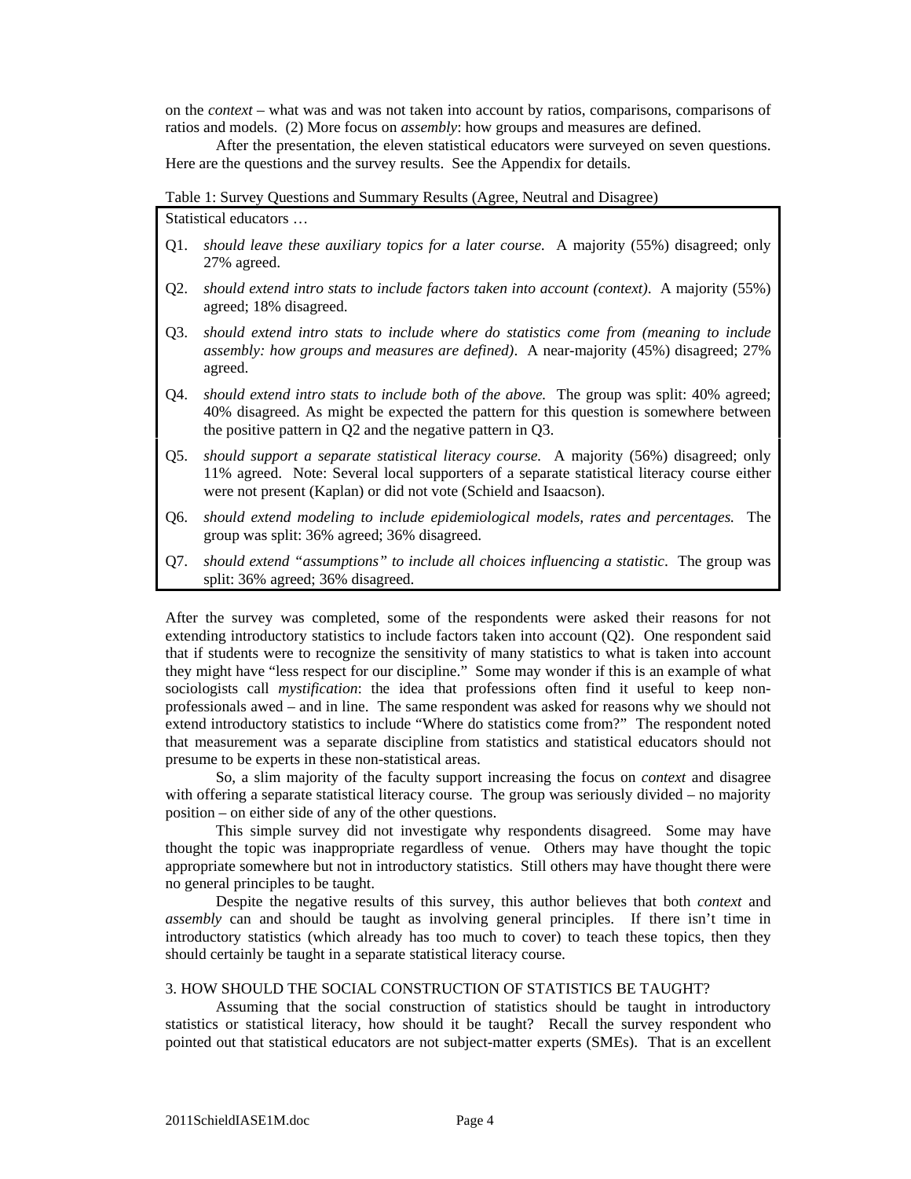on the *context* – what was and was not taken into account by ratios, comparisons, comparisons of ratios and models. (2) More focus on *assembly*: how groups and measures are defined.

After the presentation, the eleven statistical educators were surveyed on seven questions. Here are the questions and the survey results. See the Appendix for details.

Table 1: Survey Questions and Summary Results (Agree, Neutral and Disagree)

Statistical educators …

Q1. *should leave these auxiliary topics for a later course.* A majority (55%) disagreed; only 27% agreed.

Q2. *should extend intro stats to include factors taken into account (context).* A majority (55%) agreed; 18% disagreed.

Q3. *should extend intro stats to include where do statistics come from (meaning to include assembly: how groups and measures are defined).* A near-majority (45%) disagreed; 27% agreed.

Q4. *should extend intro stats to include both of the above.* The group was split: 40% agreed; 40% disagreed. As might be expected the pattern for this question is somewhere between the positive pattern in Q2 and the negative pattern in Q3.

Q5. *should support a separate statistical literacy course.* A majority (56%) disagreed; only 11% agreed. Note: Several local supporters of a separate statistical literacy course either were not present (Kaplan) or did not vote (Schield and Isaacson).

Q6. *should extend modeling to include epidemiological models, rates and percentages.* The group was split: 36% agreed; 36% disagreed.

Q7. *should extend "assumptions" to include all choices influencing a statistic.* The group was split: 36% agreed; 36% disagreed.

After the survey was completed, some of the respondents were asked their reasons for not extending introductory statistics to include factors taken into account (Q2). One respondent said that if students were to recognize the sensitivity of many statistics to what is taken into account they might have "less respect for our discipline." Some may wonder if this is an example of what sociologists call *mystification*: the idea that professions often find it useful to keep non-professionals awed – and in line. The same respondent was asked for reasons why we should not extend introductory statistics to include "Where do statistics come from?" The respondent noted that measurement was a separate discipline from statistics and statistical educators should not presume to be experts in these non-statistical areas.

So, a slim majority of the faculty support increasing the focus on *context* and disagree with offering a separate statistical literacy course. The group was seriously divided – no majority position – on either side of any of the other questions.

This simple survey did not investigate why respondents disagreed. Some may have thought the topic was inappropriate regardless of venue. Others may have thought the topic appropriate somewhere but not in introductory statistics. Still others may have thought there were no general principles to be taught.

Despite the negative results of this survey, this author believes that both *context* and *assembly* can and should be taught as involving general principles. If there isn't time in introductory statistics (which already has too much to cover) to teach these topics, then they should certainly be taught in a separate statistical literacy course.

## 3. HOW SHOULD THE SOCIAL CONSTRUCTION OF STATISTICS BE TAUGHT?

Assuming that the social construction of statistics should be taught in introductory statistics or statistical literacy, how should it be taught? Recall the survey respondent who pointed out that statistical educators are not subject-matter experts (SMEs). That is an excellent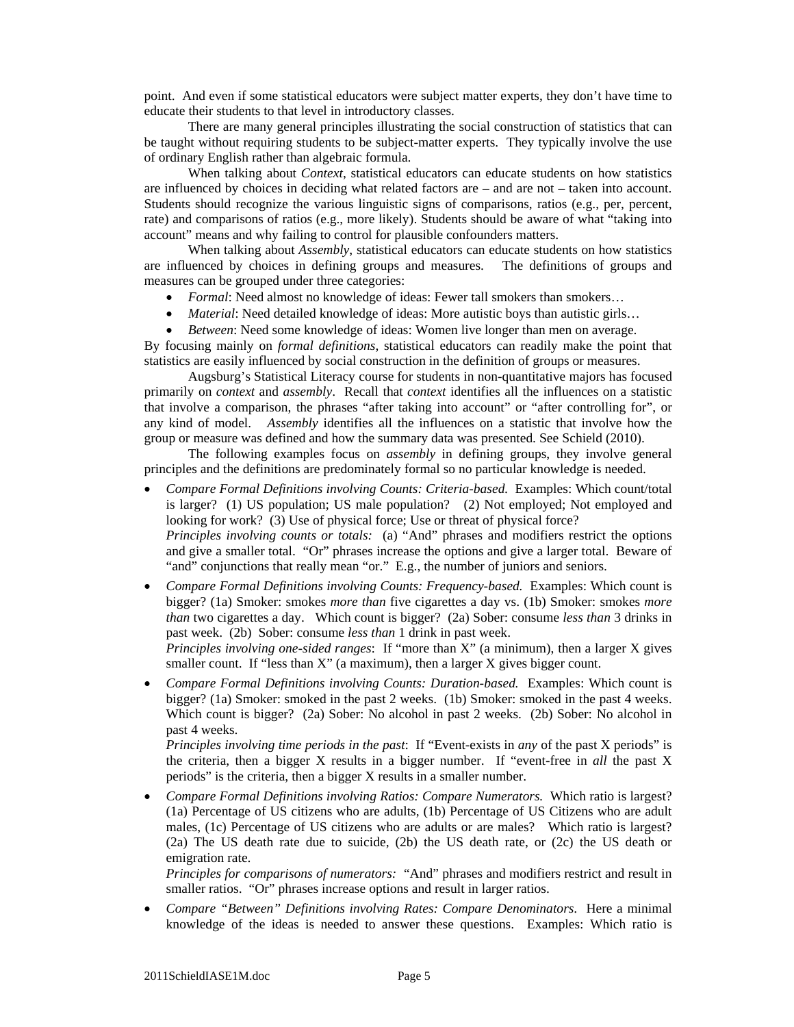point. And even if some statistical educators were subject matter experts, they don't have time to educate their students to that level in introductory classes.

There are many general principles illustrating the social construction of statistics that can be taught without requiring students to be subject-matter experts. They typically involve the use of ordinary English rather than algebraic formula.

When talking about *Context*, statistical educators can educate students on how statistics are influenced by choices in deciding what related factors are – and are not – taken into account. Students should recognize the various linguistic signs of comparisons, ratios (e.g., per, percent, rate) and comparisons of ratios (e.g., more likely). Students should be aware of what "taking into account" means and why failing to control for plausible confounders matters.

When talking about *Assembly*, statistical educators can educate students on how statistics are influenced by choices in defining groups and measures. The definitions of groups and measures can be grouped under three categories:

- *Formal*: Need almost no knowledge of ideas: Fewer tall smokers than smokers…
- *Material*: Need detailed knowledge of ideas: More autistic boys than autistic girls…
- *Between*: Need some knowledge of ideas: Women live longer than men on average.

By focusing mainly on *formal definitions*, statistical educators can readily make the point that statistics are easily influenced by social construction in the definition of groups or measures.

Augsburg's Statistical Literacy course for students in non-quantitative majors has focused primarily on *context* and *assembly*. Recall that *context* identifies all the influences on a statistic that involve a comparison, the phrases "after taking into account" or "after controlling for", or any kind of model. *Assembly* identifies all the influences on a statistic that involve how the group or measure was defined and how the summary data was presented. See Schield (2010).

The following examples focus on *assembly* in defining groups, they involve general principles and the definitions are predominately formal so no particular knowledge is needed.

- *Compare Formal Definitions involving Counts: Criteria-based.* Examples: Which count/total is larger? (1) US population; US male population? (2) Not employed; Not employed and looking for work? (3) Use of physical force; Use or threat of physical force?
  *Principles involving counts or totals:* (a) "And" phrases and modifiers restrict the options and give a smaller total. "Or" phrases increase the options and give a larger total. Beware of "and" conjunctions that really mean "or." E.g., the number of juniors and seniors.

- *Compare Formal Definitions involving Counts: Frequency-based.* Examples: Which count is bigger? (1a) Smoker: smokes *more than* five cigarettes a day vs. (1b) Smoker: smokes *more than* two cigarettes a day. Which count is bigger? (2a) Sober: consume *less than* 3 drinks in past week. (2b) Sober: consume *less than* 1 drink in past week.
  *Principles involving one-sided ranges*: If "more than X" (a minimum), then a larger X gives smaller count. If "less than X" (a maximum), then a larger X gives bigger count.

- *Compare Formal Definitions involving Counts: Duration-based.* Examples: Which count is bigger? (1a) Smoker: smoked in the past 2 weeks. (1b) Smoker: smoked in the past 4 weeks. Which count is bigger? (2a) Sober: No alcohol in past 2 weeks. (2b) Sober: No alcohol in past 4 weeks.
  *Principles involving time periods in the past*: If "Event-exists in *any* of the past X periods" is the criteria, then a bigger X results in a bigger number. If "event-free in *all* the past X periods" is the criteria, then a bigger X results in a smaller number.

- *Compare Formal Definitions involving Ratios: Compare Numerators.* Which ratio is largest? (1a) Percentage of US citizens who are adults, (1b) Percentage of US Citizens who are adult males, (1c) Percentage of US citizens who are adults or are males? Which ratio is largest? (2a) The US death rate due to suicide, (2b) the US death rate, or (2c) the US death or emigration rate.
  *Principles for comparisons of numerators:* "And" phrases and modifiers restrict and result in smaller ratios. "Or" phrases increase options and result in larger ratios.

- *Compare "Between" Definitions involving Rates: Compare Denominators.* Here a minimal knowledge of the ideas is needed to answer these questions. Examples: Which ratio is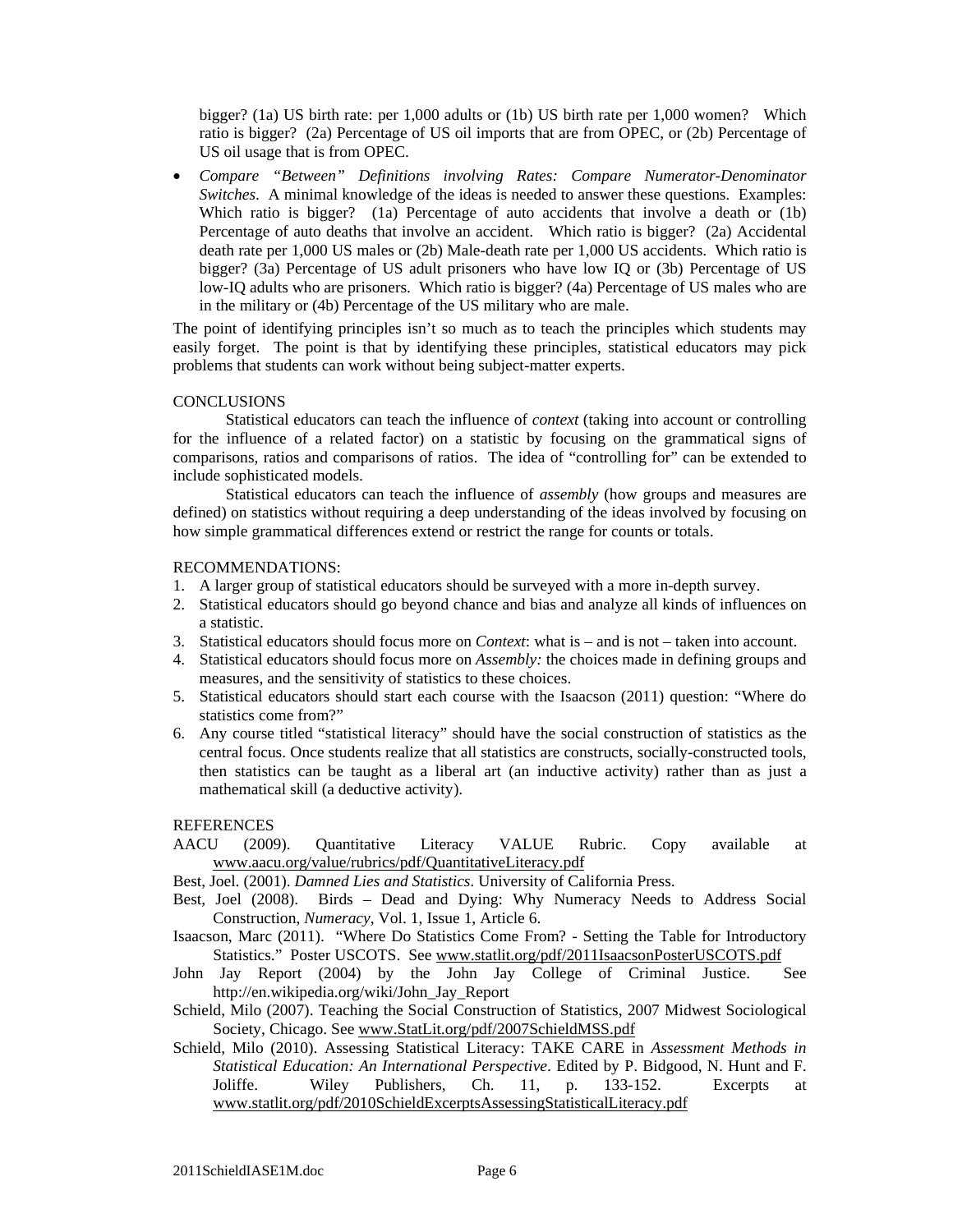bigger? (1a) US birth rate: per 1,000 adults or (1b) US birth rate per 1,000 women? Which ratio is bigger? (2a) Percentage of US oil imports that are from OPEC, or (2b) Percentage of US oil usage that is from OPEC.

- *Compare "Between" Definitions involving Rates: Compare Numerator-Denominator Switches*. A minimal knowledge of the ideas is needed to answer these questions. Examples: Which ratio is bigger? (1a) Percentage of auto accidents that involve a death or (1b) Percentage of auto deaths that involve an accident. Which ratio is bigger? (2a) Accidental death rate per 1,000 US males or (2b) Male-death rate per 1,000 US accidents. Which ratio is bigger? (3a) Percentage of US adult prisoners who have low IQ or (3b) Percentage of US low-IQ adults who are prisoners. Which ratio is bigger? (4a) Percentage of US males who are in the military or (4b) Percentage of the US military who are male.

The point of identifying principles isn't so much as to teach the principles which students may easily forget. The point is that by identifying these principles, statistical educators may pick problems that students can work without being subject-matter experts.

## CONCLUSIONS

Statistical educators can teach the influence of *context* (taking into account or controlling for the influence of a related factor) on a statistic by focusing on the grammatical signs of comparisons, ratios and comparisons of ratios. The idea of "controlling for" can be extended to include sophisticated models.

Statistical educators can teach the influence of *assembly* (how groups and measures are defined) on statistics without requiring a deep understanding of the ideas involved by focusing on how simple grammatical differences extend or restrict the range for counts or totals.

## RECOMMENDATIONS:

1. A larger group of statistical educators should be surveyed with a more in-depth survey.
2. Statistical educators should go beyond chance and bias and analyze all kinds of influences on a statistic.
3. Statistical educators should focus more on *Context*: what is – and is not – taken into account.
4. Statistical educators should focus more on *Assembly:* the choices made in defining groups and measures, and the sensitivity of statistics to these choices.
5. Statistical educators should start each course with the Isaacson (2011) question: "Where do statistics come from?"
6. Any course titled "statistical literacy" should have the social construction of statistics as the central focus. Once students realize that all statistics are constructs, socially-constructed tools, then statistics can be taught as a liberal art (an inductive activity) rather than as just a mathematical skill (a deductive activity).

## REFERENCES

AACU (2009). Quantitative Literacy VALUE Rubric. Copy available at www.aacu.org/value/rubrics/pdf/QuantitativeLiteracy.pdf

Best, Joel. (2001). *Damned Lies and Statistics*. University of California Press.

Best, Joel (2008). Birds – Dead and Dying: Why Numeracy Needs to Address Social Construction, *Numeracy*, Vol. 1, Issue 1, Article 6.

Isaacson, Marc (2011). "Where Do Statistics Come From? - Setting the Table for Introductory Statistics." Poster USCOTS. See www.statlit.org/pdf/2011IsaacsonPosterUSCOTS.pdf

John Jay Report (2004) by the John Jay College of Criminal Justice. See http://en.wikipedia.org/wiki/John_Jay_Report

Schield, Milo (2007). Teaching the Social Construction of Statistics, 2007 Midwest Sociological Society, Chicago. See www.StatLit.org/pdf/2007SchieldMSS.pdf

Schield, Milo (2010). Assessing Statistical Literacy: TAKE CARE in *Assessment Methods in Statistical Education: An International Perspective*. Edited by P. Bidgood, N. Hunt and F. Joliffe. Wiley Publishers, Ch. 11, p. 133-152. Excerpts at www.statlit.org/pdf/2010SchieldExcerptsAssessingStatisticalLiteracy.pdf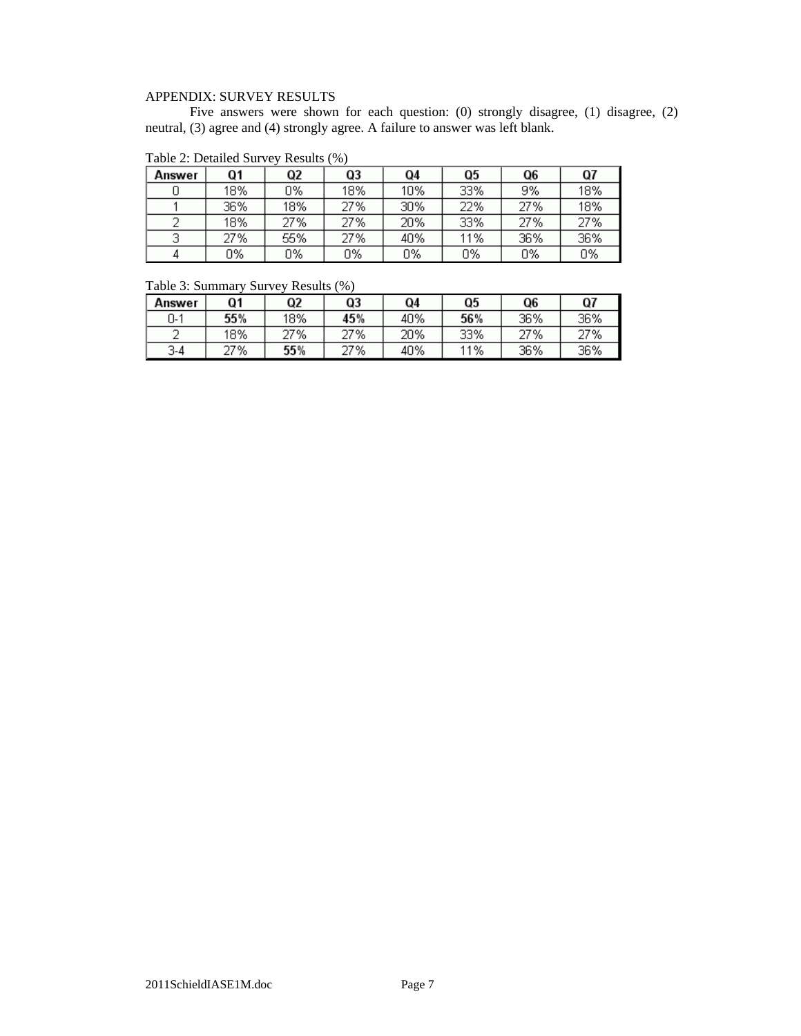## APPENDIX: SURVEY RESULTS

Five answers were shown for each question: (0) strongly disagree, (1) disagree, (2) neutral, (3) agree and (4) strongly agree. A failure to answer was left blank.

Table 2: Detailed Survey Results (%)

| Answer | Q1 | Q2 | Q3 | Q4 | Q5 | Q6 | Q7 |
|---|---|---|---|---|---|---|---|
| 0 | 18% | 0% | 18% | 10% | 33% | 9% | 18% |
| 1 | 36% | 18% | 27% | 30% | 22% | 27% | 18% |
| 2 | 18% | 27% | 27% | 20% | 33% | 27% | 27% |
| 3 | 27% | 55% | 27% | 40% | 11% | 36% | 36% |
| 4 | 0% | 0% | 0% | 0% | 0% | 0% | 0% |

Table 3: Summary Survey Results (%)

| Answer | Q1 | Q2 | Q3 | Q4 | Q5 | Q6 | Q7 |
|---|---|---|---|---|---|---|---|
| 0-1 | **55%** | 18% | **45%** | 40% | **56%** | 36% | 36% |
| 2 | 18% | 27% | 27% | 20% | 33% | 27% | 27% |
| 3-4 | 27% | **55%** | 27% | 40% | 11% | 36% | 36% |